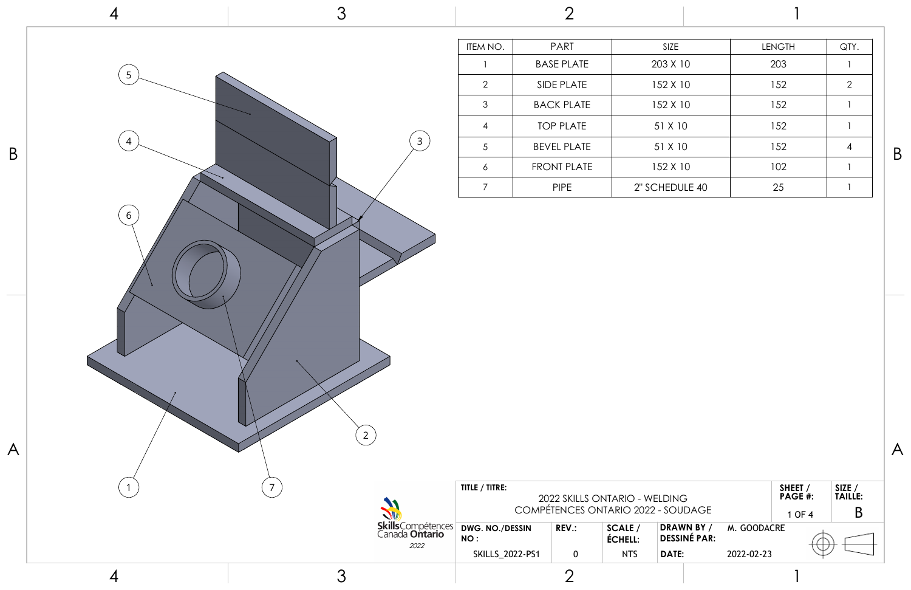| ITEM NO. | PART | SIZE | LENGTH | QTY. |
| --- | --- | --- | --- | --- |
| 1 | BASE PLATE | 203 X 10 | 203 | 1 |
| 2 | SIDE PLATE | 152 X 10 | 152 | 2 |
| 3 | BACK PLATE | 152 X 10 | 152 | 1 |
| 4 | TOP PLATE | 51 X 10 | 152 | 1 |
| 5 | BEVEL PLATE | 51 X 10 | 152 | 4 |
| 6 | FRONT PLATE | 152 X 10 | 102 | 1 |
| 7 | PIPE | 2" SCHEDULE 40 | 25 | 1 |

**TITLE / TITRE:** 2022 SKILLS ONTARIO - WELDING
COMPÉTENCES ONTARIO 2022 - SOUDAGE

**SHEET / PAGE #:** 1 OF 4

**SIZE / TAILLE:** B

**DWG. NO./DESSIN NO :** SKILLS_2022-PS1

**REV.:** 0

**SCALE / ÉCHELL:** NTS

**DRAWN BY / DESSINÉ PAR:** M. GOODACRE

**DATE:** 2022-02-23

Skills Compétences Canada Ontario 2022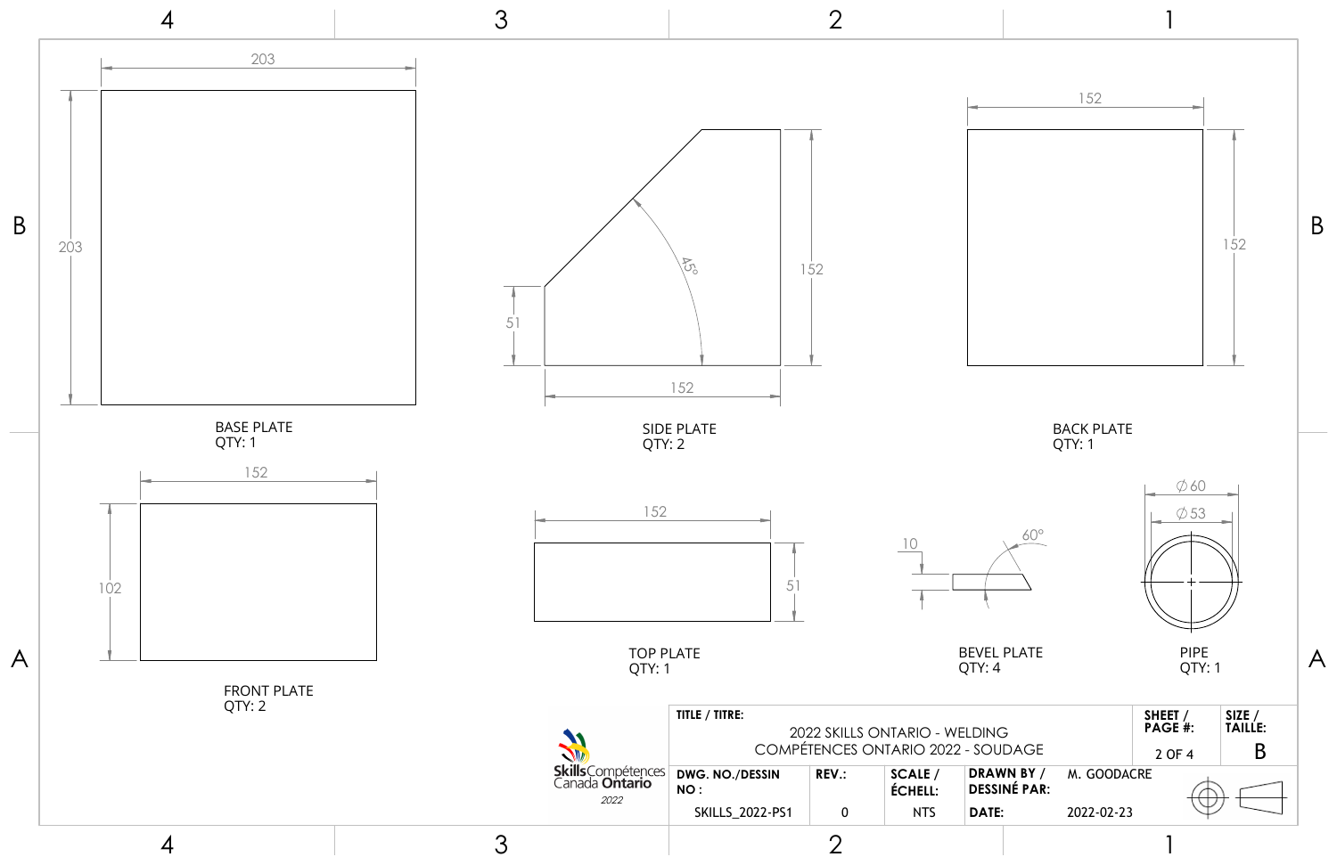**BASE PLATE**
QTY: 1

- 203 × 203

**SIDE PLATE**
QTY: 2

- 152 × 152, 51, 45°

**BACK PLATE**
QTY: 1

- 152 × 152

**FRONT PLATE**
QTY: 2

- 152 × 102

**TOP PLATE**
QTY: 1

- 152 × 51

**BEVEL PLATE**
QTY: 4

- 10, 60°

**PIPE**
QTY: 1

- ∅60, ∅53

| TITLE / TITRE: | | | | SHEET / PAGE #: | SIZE / TAILLE: |
|---|---|---|---|---|---|
| 2022 SKILLS ONTARIO - WELDING<br>COMPÉTENCES ONTARIO 2022 - SOUDAGE | | | | 2 OF 4 | B |
| DWG. NO./DESSIN NO : | REV.: | SCALE / ÉCHELL: | DRAWN BY / DESSINÉ PAR: | M. GOODACRE | |
| SKILLS_2022-PS1 | 0 | NTS | DATE: | 2022-02-23 | |

Skills Compétences Canada Ontario 2022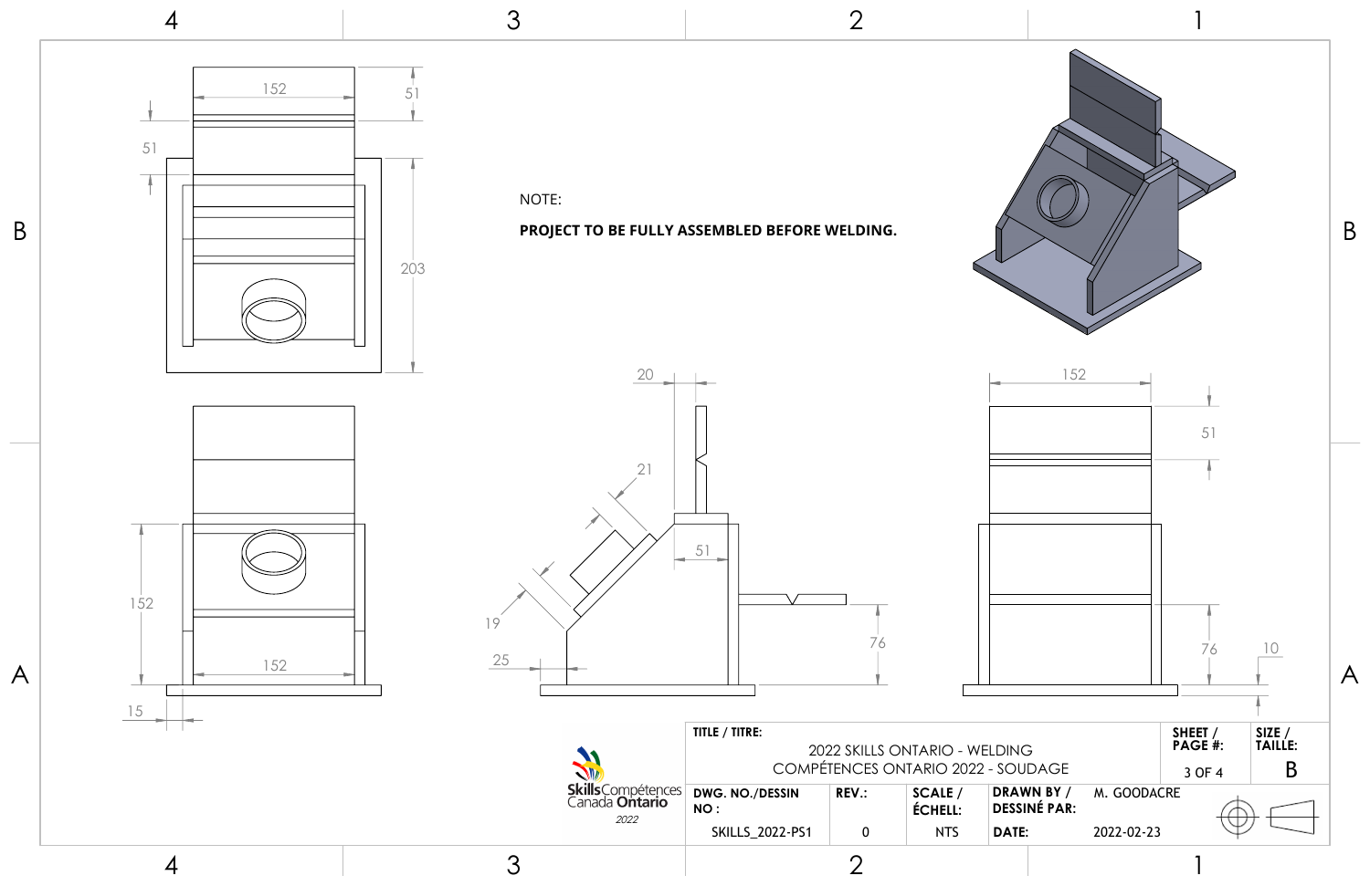NOTE:

**PROJECT TO BE FULLY ASSEMBLED BEFORE WELDING.**

| TITLE / TITRE: | | | | SHEET / PAGE #: | SIZE / TAILLE: |
|---|---|---|---|---|---|
| 2022 SKILLS ONTARIO - WELDING<br>COMPÉTENCES ONTARIO 2022 - SOUDAGE | | | | 3 OF 4 | B |
| DWG. NO./DESSIN NO : | REV.: | SCALE / ÉCHELL: | DRAWN BY / DESSINÉ PAR: | M. GOODACRE | |
| SKILLS_2022-PS1 | 0 | NTS | DATE: | 2022-02-23 | |

Skills Compétences Canada Ontario 2022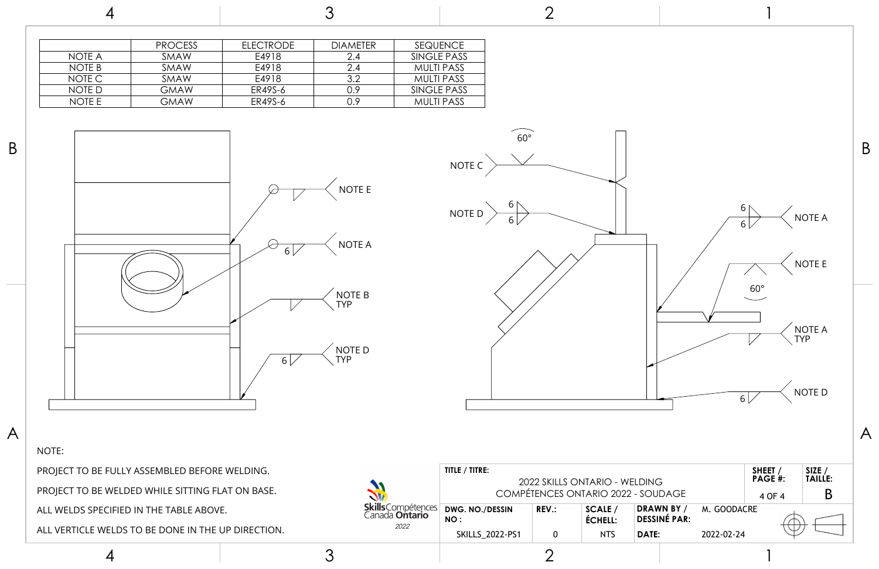| | PROCESS | ELECTRODE | DIAMETER | SEQUENCE |
|---|---|---|---|---|
| NOTE A | SMAW | E4918 | 2.4 | SINGLE PASS |
| NOTE B | SMAW | E4918 | 2.4 | MULTI PASS |
| NOTE C | SMAW | E4918 | 3.2 | MULTI PASS |
| NOTE D | GMAW | ER49S-6 | 0.9 | SINGLE PASS |
| NOTE E | GMAW | ER49S-6 | 0.9 | MULTI PASS |

NOTE E

6 NOTE A

NOTE B TYP

6 NOTE D TYP

60°

NOTE C

6 6 NOTE D

6 6 NOTE A

NOTE E

60°

NOTE A TYP

6 NOTE D

NOTE:

PROJECT TO BE FULLY ASSEMBLED BEFORE WELDING.

PROJECT TO BE WELDED WHILE SITTING FLAT ON BASE.

ALL WELDS SPECIFIED IN THE TABLE ABOVE.

ALL VERTICLE WELDS TO BE DONE IN THE UP DIRECTION.

Skills Compétences Canada Ontario 2022

| | | | | |
|---|---|---|---|---|
| TITLE / TITRE: 2022 SKILLS ONTARIO - WELDING COMPÉTENCES ONTARIO 2022 - SOUDAGE | | | SHEET / PAGE #: 4 OF 4 | SIZE / TAILLE: B |
| DWG. NO./DESSIN NO : SKILLS_2022-PS1 | REV.: 0 | SCALE / ÉCHELL: NTS | DRAWN BY / DESSINÉ PAR: M. GOODACRE DATE: 2022-02-24 | |